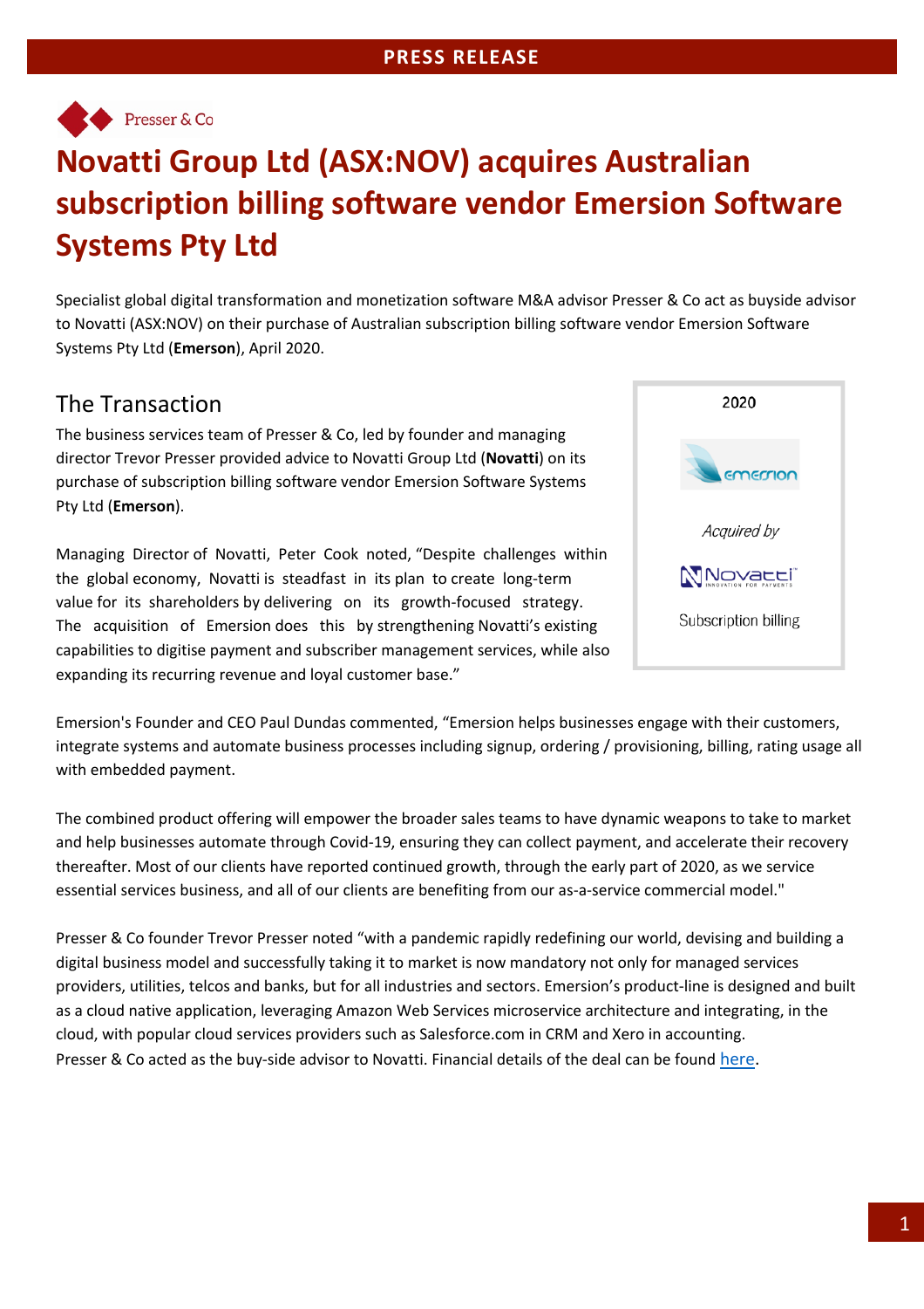PRESS RELEASE

Presser & Co

# Novatti Group Ltd (ASX:NOV) acquires Australian subscription billing software vendor Emersion Software Systems Pty Ltd

Specialist global digital transformation and monetization software M&A advisor Presser & Co act as buyside advisor to Novatti (ASX:NOV) on their purchase of Australian subscription billing software vendor Emersion Software Systems Pty Ltd (**Emerson**), April 2020.

## The Transaction

The business services team of Presser & Co, led by founder and managing director Trevor Presser provided advice to Novatti Group Ltd (**Novatti**) on its purchase of subscription billing software vendor Emersion Software Systems Pty Ltd (**Emerson**).

Managing Director of Novatti, Peter Cook noted, "Despite challenges within the global economy, Novatti is steadfast in its plan to create long-term value for its shareholders by delivering on its growth-focused strategy. The acquisition of Emersion does this by strengthening Novatti's existing capabilities to digitise payment and subscriber management services, while also expanding its recurring revenue and loyal customer base."

2020

emersion

*Acquired by*

Novatti

Subscription billing

Emersion's Founder and CEO Paul Dundas commented, "Emersion helps businesses engage with their customers, integrate systems and automate business processes including signup, ordering / provisioning, billing, rating usage all with embedded payment.

The combined product offering will empower the broader sales teams to have dynamic weapons to take to market and help businesses automate through Covid-19, ensuring they can collect payment, and accelerate their recovery thereafter. Most of our clients have reported continued growth, through the early part of 2020, as we service essential services business, and all of our clients are benefiting from our as-a-service commercial model."

Presser & Co founder Trevor Presser noted "with a pandemic rapidly redefining our world, devising and building a digital business model and successfully taking it to market is now mandatory not only for managed services providers, utilities, telcos and banks, but for all industries and sectors. Emersion's product-line is designed and built as a cloud native application, leveraging Amazon Web Services microservice architecture and integrating, in the cloud, with popular cloud services providers such as Salesforce.com in CRM and Xero in accounting.
Presser & Co acted as the buy-side advisor to Novatti. Financial details of the deal can be found here.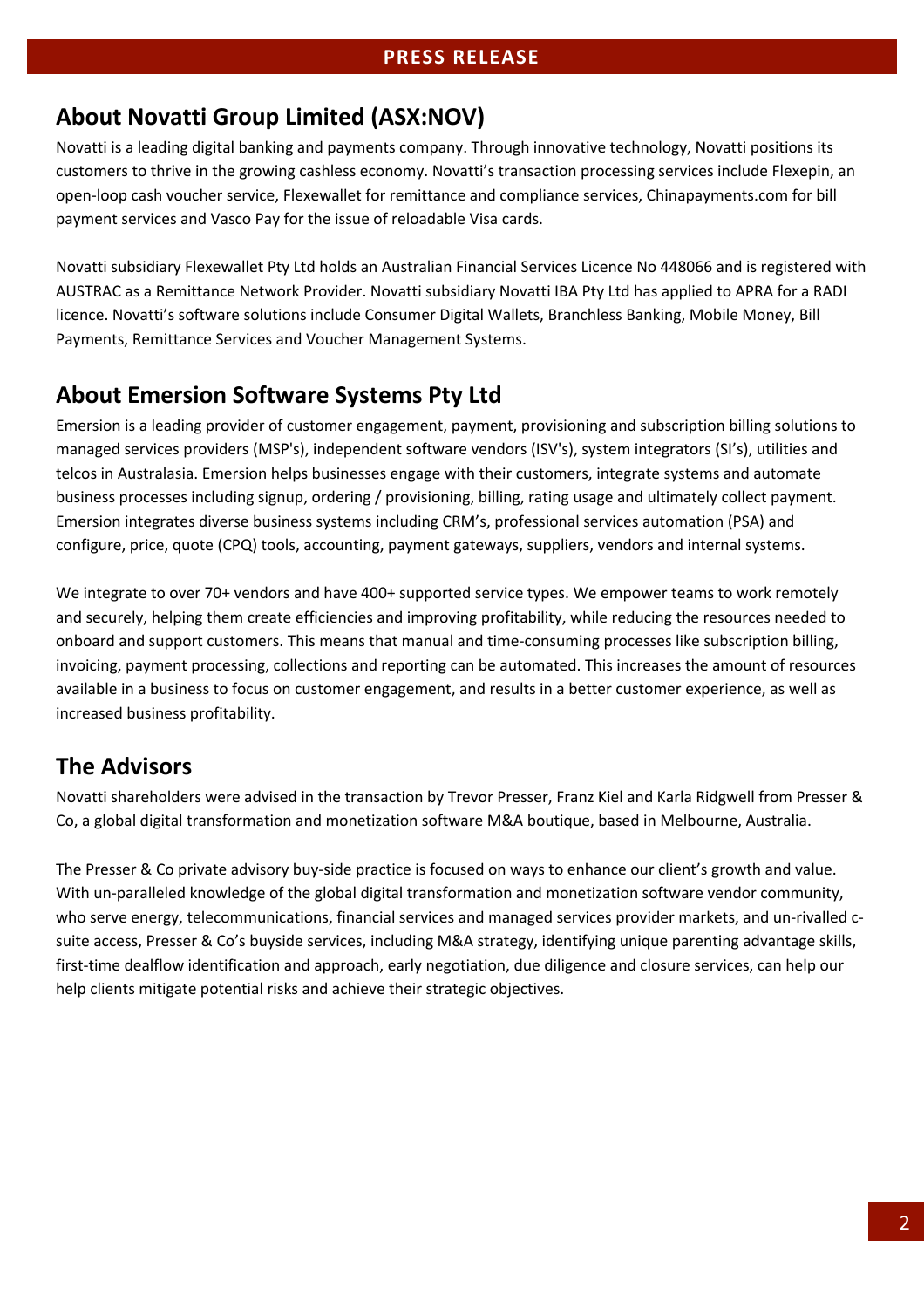## About Novatti Group Limited (ASX:NOV)

Novatti is a leading digital banking and payments company. Through innovative technology, Novatti positions its customers to thrive in the growing cashless economy. Novatti's transaction processing services include Flexepin, an open-loop cash voucher service, Flexewallet for remittance and compliance services, Chinapayments.com for bill payment services and Vasco Pay for the issue of reloadable Visa cards.

Novatti subsidiary Flexewallet Pty Ltd holds an Australian Financial Services Licence No 448066 and is registered with AUSTRAC as a Remittance Network Provider. Novatti subsidiary Novatti IBA Pty Ltd has applied to APRA for a RADI licence. Novatti's software solutions include Consumer Digital Wallets, Branchless Banking, Mobile Money, Bill Payments, Remittance Services and Voucher Management Systems.

## About Emersion Software Systems Pty Ltd

Emersion is a leading provider of customer engagement, payment, provisioning and subscription billing solutions to managed services providers (MSP's), independent software vendors (ISV's), system integrators (SI's), utilities and telcos in Australasia. Emersion helps businesses engage with their customers, integrate systems and automate business processes including signup, ordering / provisioning, billing, rating usage and ultimately collect payment. Emersion integrates diverse business systems including CRM's, professional services automation (PSA) and configure, price, quote (CPQ) tools, accounting, payment gateways, suppliers, vendors and internal systems.

We integrate to over 70+ vendors and have 400+ supported service types. We empower teams to work remotely and securely, helping them create efficiencies and improving profitability, while reducing the resources needed to onboard and support customers. This means that manual and time-consuming processes like subscription billing, invoicing, payment processing, collections and reporting can be automated. This increases the amount of resources available in a business to focus on customer engagement, and results in a better customer experience, as well as increased business profitability.

## The Advisors

Novatti shareholders were advised in the transaction by Trevor Presser, Franz Kiel and Karla Ridgwell from Presser & Co, a global digital transformation and monetization software M&A boutique, based in Melbourne, Australia.

The Presser & Co private advisory buy-side practice is focused on ways to enhance our client's growth and value. With un-paralleled knowledge of the global digital transformation and monetization software vendor community, who serve energy, telecommunications, financial services and managed services provider markets, and un-rivalled c-suite access, Presser & Co's buyside services, including M&A strategy, identifying unique parenting advantage skills, first-time dealflow identification and approach, early negotiation, due diligence and closure services, can help our help clients mitigate potential risks and achieve their strategic objectives.